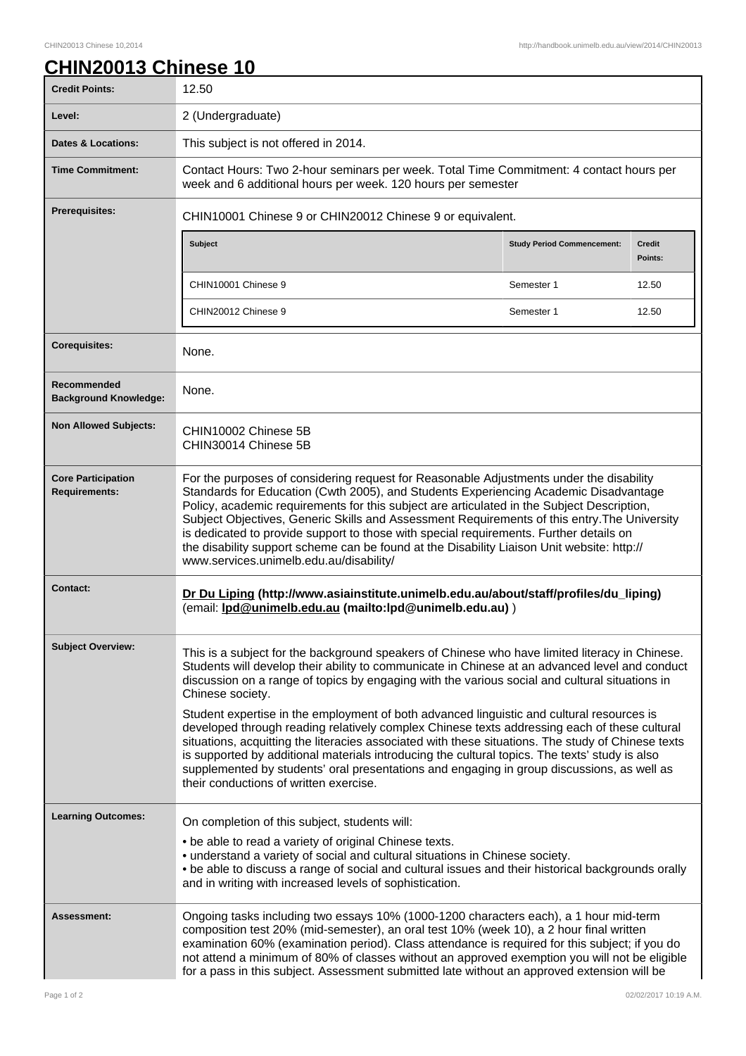# CHIN20013 Chinese 10

| | |
|---|---|
| **Credit Points:** | 12.50 |
| **Level:** | 2 (Undergraduate) |
| **Dates & Locations:** | This subject is not offered in 2014. |
| **Time Commitment:** | Contact Hours: Two 2-hour seminars per week. Total Time Commitment: 4 contact hours per week and 6 additional hours per week. 120 hours per semester |
| **Prerequisites:** | CHIN10001 Chinese 9 or CHIN20012 Chinese 9 or equivalent. |

| Subject | Study Period Commencement: | Credit Points: |
|---|---|---|
| CHIN10001 Chinese 9 | Semester 1 | 12.50 |
| CHIN20012 Chinese 9 | Semester 1 | 12.50 |

| | |
|---|---|
| **Corequisites:** | None. |
| **Recommended Background Knowledge:** | None. |
| **Non Allowed Subjects:** | CHIN10002 Chinese 5B<br>CHIN30014 Chinese 5B |
| **Core Participation Requirements:** | For the purposes of considering request for Reasonable Adjustments under the disability Standards for Education (Cwth 2005), and Students Experiencing Academic Disadvantage Policy, academic requirements for this subject are articulated in the Subject Description, Subject Objectives, Generic Skills and Assessment Requirements of this entry.The University is dedicated to provide support to those with special requirements. Further details on the disability support scheme can be found at the Disability Liaison Unit website: http://www.services.unimelb.edu.au/disability/ |
| **Contact:** | **Dr Du Liping (http://www.asiainstitute.unimelb.edu.au/about/staff/profiles/du_liping)** (email: **lpd@unimelb.edu.au (mailto:lpd@unimelb.edu.au)** ) |
| **Subject Overview:** | This is a subject for the background speakers of Chinese who have limited literacy in Chinese. Students will develop their ability to communicate in Chinese at an advanced level and conduct discussion on a range of topics by engaging with the various social and cultural situations in Chinese society.<br><br>Student expertise in the employment of both advanced linguistic and cultural resources is developed through reading relatively complex Chinese texts addressing each of these cultural situations, acquitting the literacies associated with these situations. The study of Chinese texts is supported by additional materials introducing the cultural topics. The texts' study is also supplemented by students' oral presentations and engaging in group discussions, as well as their conductions of written exercise. |
| **Learning Outcomes:** | On completion of this subject, students will:<br><br>• be able to read a variety of original Chinese texts.<br>• understand a variety of social and cultural situations in Chinese society.<br>• be able to discuss a range of social and cultural issues and their historical backgrounds orally and in writing with increased levels of sophistication. |
| **Assessment:** | Ongoing tasks including two essays 10% (1000-1200 characters each), a 1 hour mid-term composition test 20% (mid-semester), an oral test 10% (week 10), a 2 hour final written examination 60% (examination period). Class attendance is required for this subject; if you do not attend a minimum of 80% of classes without an approved exemption you will not be eligible for a pass in this subject. Assessment submitted late without an approved extension will be |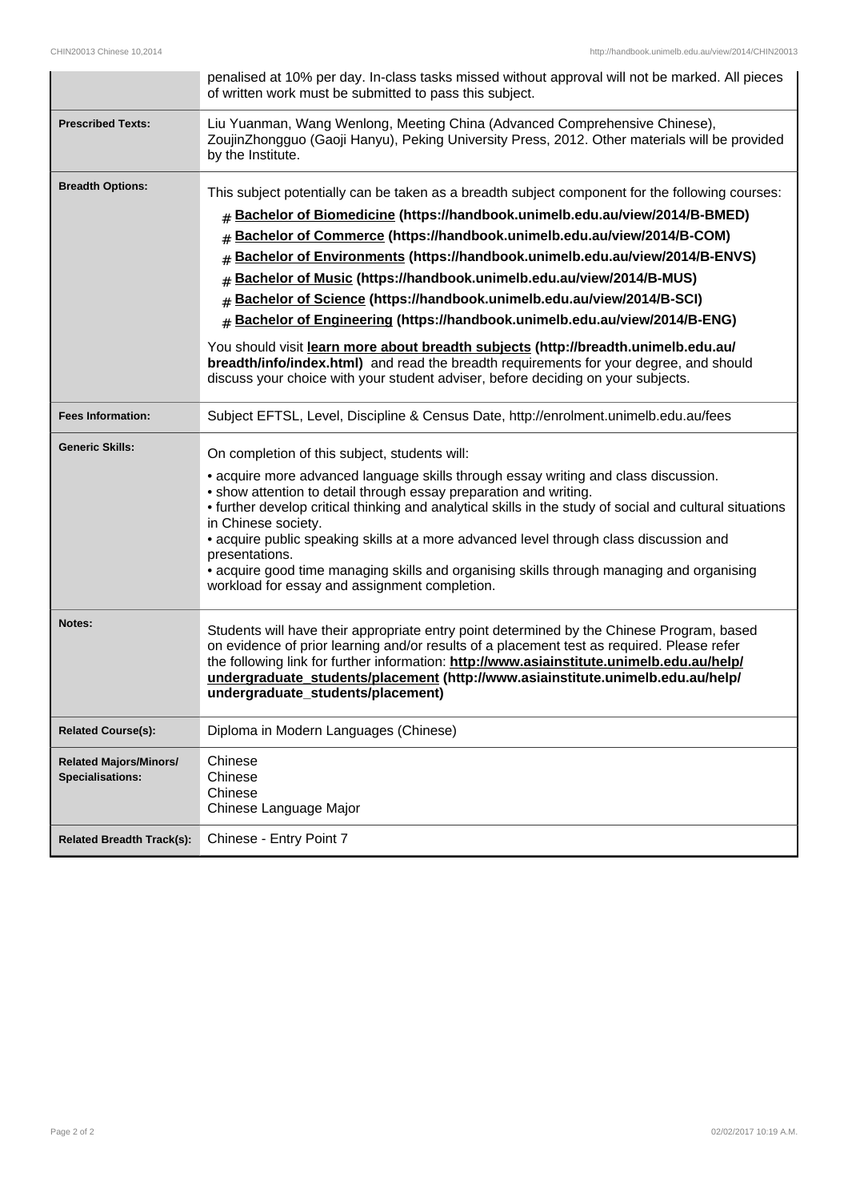| | |
|---|---|
| | penalised at 10% per day. In-class tasks missed without approval will not be marked. All pieces of written work must be submitted to pass this subject. |
| **Prescribed Texts:** | Liu Yuanman, Wang Wenlong, Meeting China (Advanced Comprehensive Chinese), ZoujinZhongguo (Gaoji Hanyu), Peking University Press, 2012. Other materials will be provided by the Institute. |
| **Breadth Options:** | This subject potentially can be taken as a breadth subject component for the following courses:<br># **Bachelor of Biomedicine (https://handbook.unimelb.edu.au/view/2014/B-BMED)**<br># **Bachelor of Commerce (https://handbook.unimelb.edu.au/view/2014/B-COM)**<br># **Bachelor of Environments (https://handbook.unimelb.edu.au/view/2014/B-ENVS)**<br># **Bachelor of Music (https://handbook.unimelb.edu.au/view/2014/B-MUS)**<br># **Bachelor of Science (https://handbook.unimelb.edu.au/view/2014/B-SCI)**<br># **Bachelor of Engineering (https://handbook.unimelb.edu.au/view/2014/B-ENG)**<br>You should visit **learn more about breadth subjects (http://breadth.unimelb.edu.au/breadth/info/index.html)** and read the breadth requirements for your degree, and should discuss your choice with your student adviser, before deciding on your subjects. |
| **Fees Information:** | Subject EFTSL, Level, Discipline & Census Date, http://enrolment.unimelb.edu.au/fees |
| **Generic Skills:** | On completion of this subject, students will:<br>• acquire more advanced language skills through essay writing and class discussion.<br>• show attention to detail through essay preparation and writing.<br>• further develop critical thinking and analytical skills in the study of social and cultural situations in Chinese society.<br>• acquire public speaking skills at a more advanced level through class discussion and presentations.<br>• acquire good time managing skills and organising skills through managing and organising workload for essay and assignment completion. |
| **Notes:** | Students will have their appropriate entry point determined by the Chinese Program, based on evidence of prior learning and/or results of a placement test as required. Please refer the following link for further information: **http://www.asiainstitute.unimelb.edu.au/help/undergraduate_students/placement (http://www.asiainstitute.unimelb.edu.au/help/undergraduate_students/placement)** |
| **Related Course(s):** | Diploma in Modern Languages (Chinese) |
| **Related Majors/Minors/ Specialisations:** | Chinese<br>Chinese<br>Chinese<br>Chinese Language Major |
| **Related Breadth Track(s):** | Chinese - Entry Point 7 |